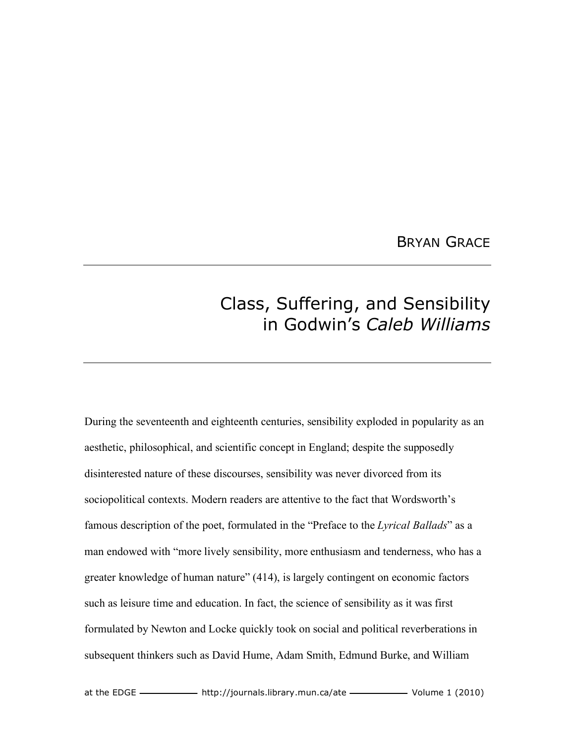BRYAN GRACE

# Class, Suffering, and Sensibility in Godwin's *Caleb Williams*

During the seventeenth and eighteenth centuries, sensibility exploded in popularity as an aesthetic, philosophical, and scientific concept in England; despite the supposedly disinterested nature of these discourses, sensibility was never divorced from its sociopolitical contexts. Modern readers are attentive to the fact that Wordsworth's famous description of the poet, formulated in the "Preface to the *Lyrical Ballads*" as a man endowed with "more lively sensibility, more enthusiasm and tenderness, who has a greater knowledge of human nature" (414), is largely contingent on economic factors such as leisure time and education. In fact, the science of sensibility as it was first formulated by Newton and Locke quickly took on social and political reverberations in subsequent thinkers such as David Hume, Adam Smith, Edmund Burke, and William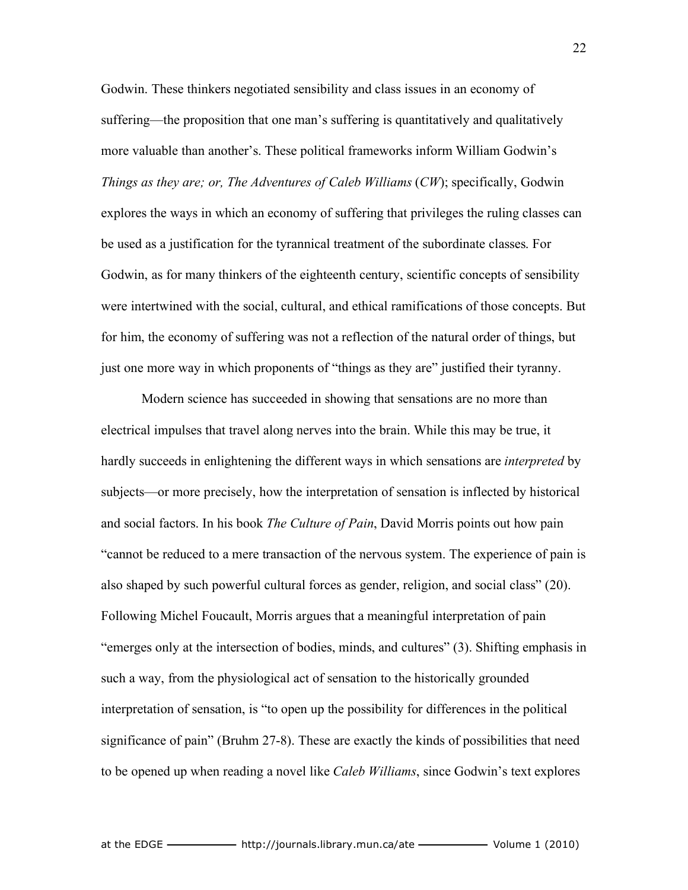Godwin. These thinkers negotiated sensibility and class issues in an economy of suffering—the proposition that one man's suffering is quantitatively and qualitatively more valuable than another's. These political frameworks inform William Godwin's *Things as they are; or, The Adventures of Caleb Williams* (*CW*); specifically, Godwin explores the ways in which an economy of suffering that privileges the ruling classes can be used as a justification for the tyrannical treatment of the subordinate classes. For Godwin, as for many thinkers of the eighteenth century, scientific concepts of sensibility were intertwined with the social, cultural, and ethical ramifications of those concepts. But for him, the economy of suffering was not a reflection of the natural order of things, but just one more way in which proponents of "things as they are" justified their tyranny.

Modern science has succeeded in showing that sensations are no more than electrical impulses that travel along nerves into the brain. While this may be true, it hardly succeeds in enlightening the different ways in which sensations are *interpreted* by subjects—or more precisely, how the interpretation of sensation is inflected by historical and social factors. In his book *The Culture of Pain*, David Morris points out how pain "cannot be reduced to a mere transaction of the nervous system. The experience of pain is also shaped by such powerful cultural forces as gender, religion, and social class" (20). Following Michel Foucault, Morris argues that a meaningful interpretation of pain "emerges only at the intersection of bodies, minds, and cultures" (3). Shifting emphasis in such a way, from the physiological act of sensation to the historically grounded interpretation of sensation, is "to open up the possibility for differences in the political significance of pain" (Bruhm 27-8). These are exactly the kinds of possibilities that need to be opened up when reading a novel like *Caleb Williams*, since Godwin's text explores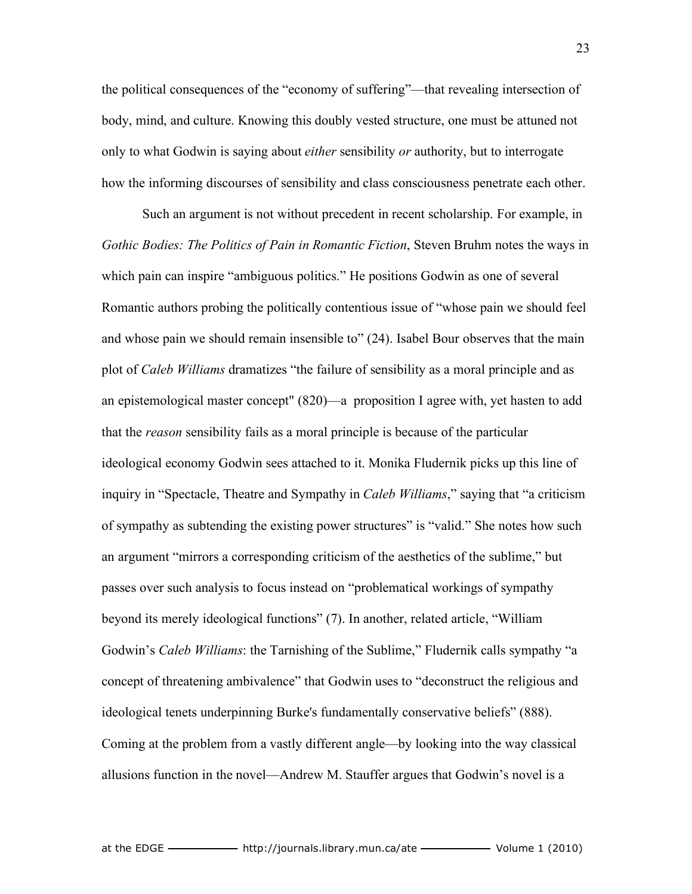the political consequences of the "economy of suffering"—that revealing intersection of body, mind, and culture. Knowing this doubly vested structure, one must be attuned not only to what Godwin is saying about *either* sensibility *or* authority, but to interrogate how the informing discourses of sensibility and class consciousness penetrate each other.

Such an argument is not without precedent in recent scholarship. For example, in *Gothic Bodies: The Politics of Pain in Romantic Fiction*, Steven Bruhm notes the ways in which pain can inspire "ambiguous politics." He positions Godwin as one of several Romantic authors probing the politically contentious issue of "whose pain we should feel and whose pain we should remain insensible to" (24). Isabel Bour observes that the main plot of *Caleb Williams* dramatizes "the failure of sensibility as a moral principle and as an epistemological master concept" (820)—a proposition I agree with, yet hasten to add that the *reason* sensibility fails as a moral principle is because of the particular ideological economy Godwin sees attached to it. Monika Fludernik picks up this line of inquiry in "Spectacle, Theatre and Sympathy in *Caleb Williams*," saying that "a criticism of sympathy as subtending the existing power structures" is "valid." She notes how such an argument "mirrors a corresponding criticism of the aesthetics of the sublime," but passes over such analysis to focus instead on "problematical workings of sympathy beyond its merely ideological functions" (7). In another, related article, "William Godwin's *Caleb Williams*: the Tarnishing of the Sublime," Fludernik calls sympathy "a concept of threatening ambivalence" that Godwin uses to "deconstruct the religious and ideological tenets underpinning Burke's fundamentally conservative beliefs" (888). Coming at the problem from a vastly different angle—by looking into the way classical allusions function in the novel—Andrew M. Stauffer argues that Godwin's novel is a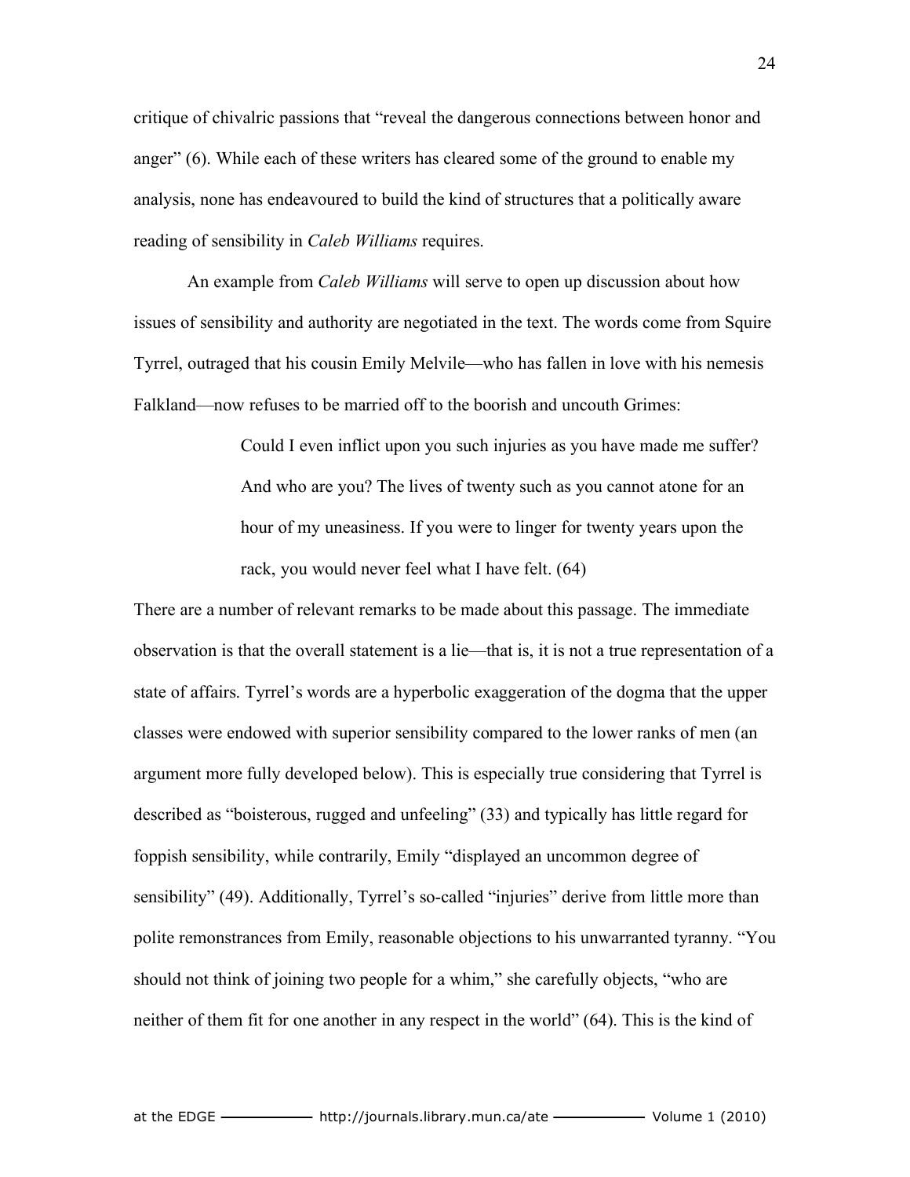critique of chivalric passions that "reveal the dangerous connections between honor and anger" (6). While each of these writers has cleared some of the ground to enable my analysis, none has endeavoured to build the kind of structures that a politically aware reading of sensibility in *Caleb Williams* requires.

An example from *Caleb Williams* will serve to open up discussion about how issues of sensibility and authority are negotiated in the text. The words come from Squire Tyrrel, outraged that his cousin Emily Melvile—who has fallen in love with his nemesis Falkland—now refuses to be married off to the boorish and uncouth Grimes:

> Could I even inflict upon you such injuries as you have made me suffer? And who are you? The lives of twenty such as you cannot atone for an hour of my uneasiness. If you were to linger for twenty years upon the rack, you would never feel what I have felt. (64)

There are a number of relevant remarks to be made about this passage. The immediate observation is that the overall statement is a lie—that is, it is not a true representation of a state of affairs. Tyrrel's words are a hyperbolic exaggeration of the dogma that the upper classes were endowed with superior sensibility compared to the lower ranks of men (an argument more fully developed below). This is especially true considering that Tyrrel is described as "boisterous, rugged and unfeeling" (33) and typically has little regard for foppish sensibility, while contrarily, Emily "displayed an uncommon degree of sensibility" (49). Additionally, Tyrrel's so-called "injuries" derive from little more than polite remonstrances from Emily, reasonable objections to his unwarranted tyranny. "You should not think of joining two people for a whim," she carefully objects, "who are neither of them fit for one another in any respect in the world" (64). This is the kind of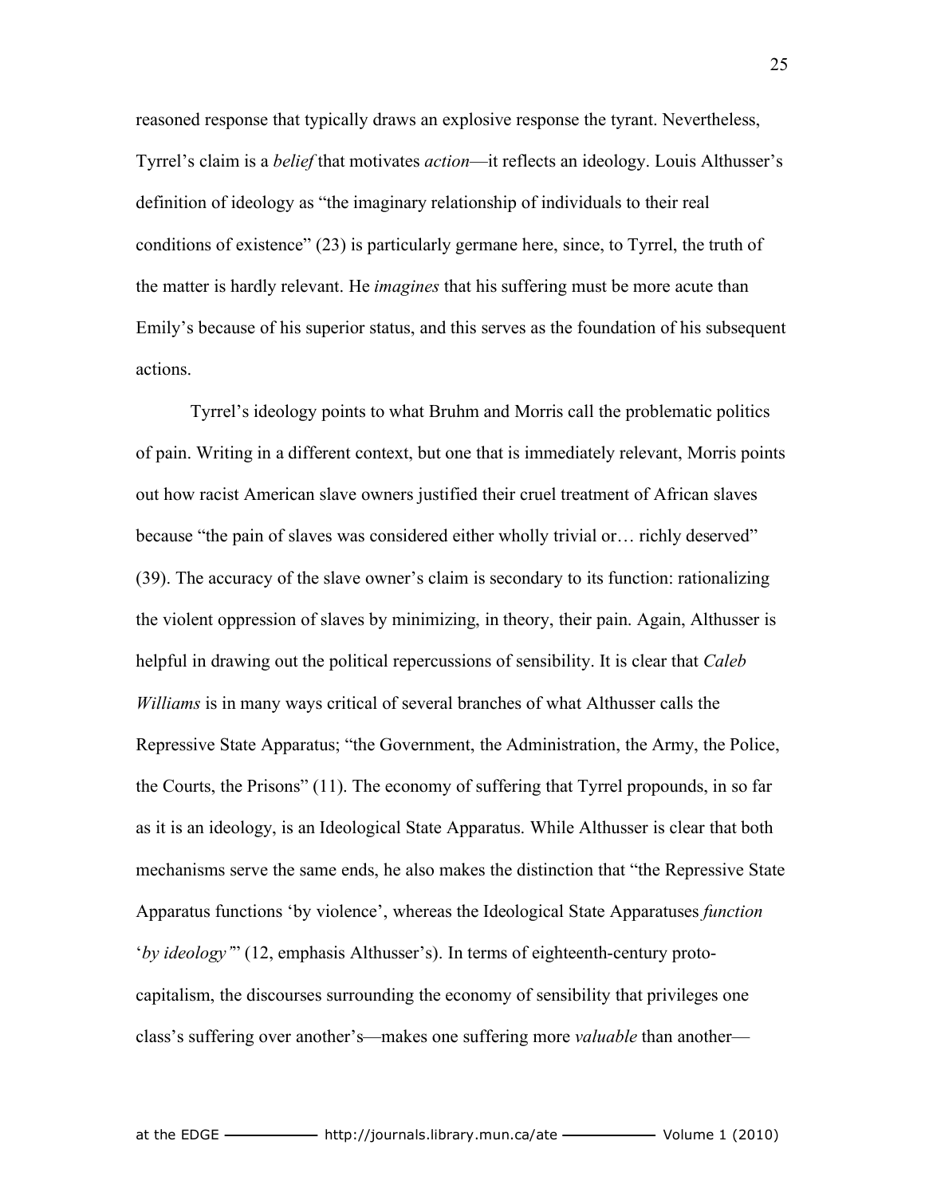reasoned response that typically draws an explosive response the tyrant. Nevertheless, Tyrrel's claim is a *belief* that motivates *action*—it reflects an ideology. Louis Althusser's definition of ideology as "the imaginary relationship of individuals to their real conditions of existence" (23) is particularly germane here, since, to Tyrrel, the truth of the matter is hardly relevant. He *imagines* that his suffering must be more acute than Emily's because of his superior status, and this serves as the foundation of his subsequent actions.

Tyrrel's ideology points to what Bruhm and Morris call the problematic politics of pain. Writing in a different context, but one that is immediately relevant, Morris points out how racist American slave owners justified their cruel treatment of African slaves because "the pain of slaves was considered either wholly trivial or… richly deserved" (39). The accuracy of the slave owner's claim is secondary to its function: rationalizing the violent oppression of slaves by minimizing, in theory, their pain. Again, Althusser is helpful in drawing out the political repercussions of sensibility. It is clear that *Caleb Williams* is in many ways critical of several branches of what Althusser calls the Repressive State Apparatus; "the Government, the Administration, the Army, the Police, the Courts, the Prisons" (11). The economy of suffering that Tyrrel propounds, in so far as it is an ideology, is an Ideological State Apparatus. While Althusser is clear that both mechanisms serve the same ends, he also makes the distinction that "the Repressive State Apparatus functions 'by violence', whereas the Ideological State Apparatuses *function* '*by ideology*'" (12, emphasis Althusser's). In terms of eighteenth-century proto-capitalism, the discourses surrounding the economy of sensibility that privileges one class's suffering over another's—makes one suffering more *valuable* than another—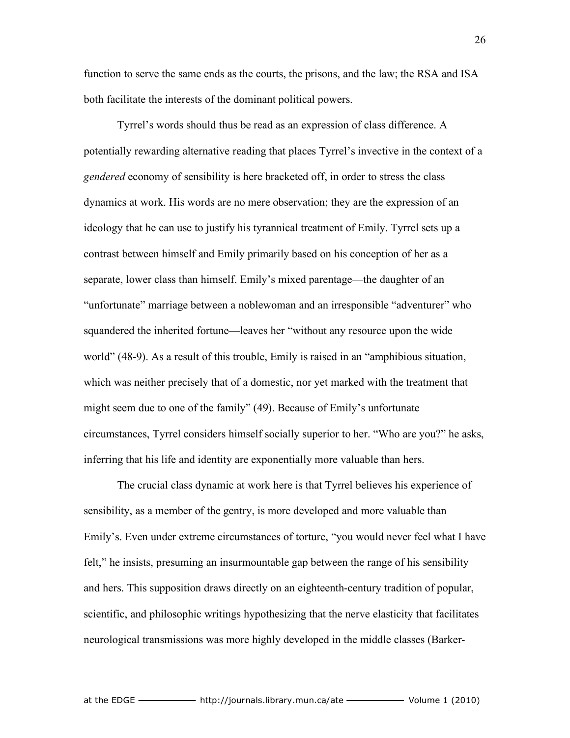function to serve the same ends as the courts, the prisons, and the law; the RSA and ISA both facilitate the interests of the dominant political powers.

Tyrrel's words should thus be read as an expression of class difference. A potentially rewarding alternative reading that places Tyrrel's invective in the context of a *gendered* economy of sensibility is here bracketed off, in order to stress the class dynamics at work. His words are no mere observation; they are the expression of an ideology that he can use to justify his tyrannical treatment of Emily. Tyrrel sets up a contrast between himself and Emily primarily based on his conception of her as a separate, lower class than himself. Emily's mixed parentage—the daughter of an "unfortunate" marriage between a noblewoman and an irresponsible "adventurer" who squandered the inherited fortune—leaves her "without any resource upon the wide world" (48-9). As a result of this trouble, Emily is raised in an "amphibious situation, which was neither precisely that of a domestic, nor yet marked with the treatment that might seem due to one of the family" (49). Because of Emily's unfortunate circumstances, Tyrrel considers himself socially superior to her. "Who are you?" he asks, inferring that his life and identity are exponentially more valuable than hers.

The crucial class dynamic at work here is that Tyrrel believes his experience of sensibility, as a member of the gentry, is more developed and more valuable than Emily's. Even under extreme circumstances of torture, "you would never feel what I have felt," he insists, presuming an insurmountable gap between the range of his sensibility and hers. This supposition draws directly on an eighteenth-century tradition of popular, scientific, and philosophic writings hypothesizing that the nerve elasticity that facilitates neurological transmissions was more highly developed in the middle classes (Barker-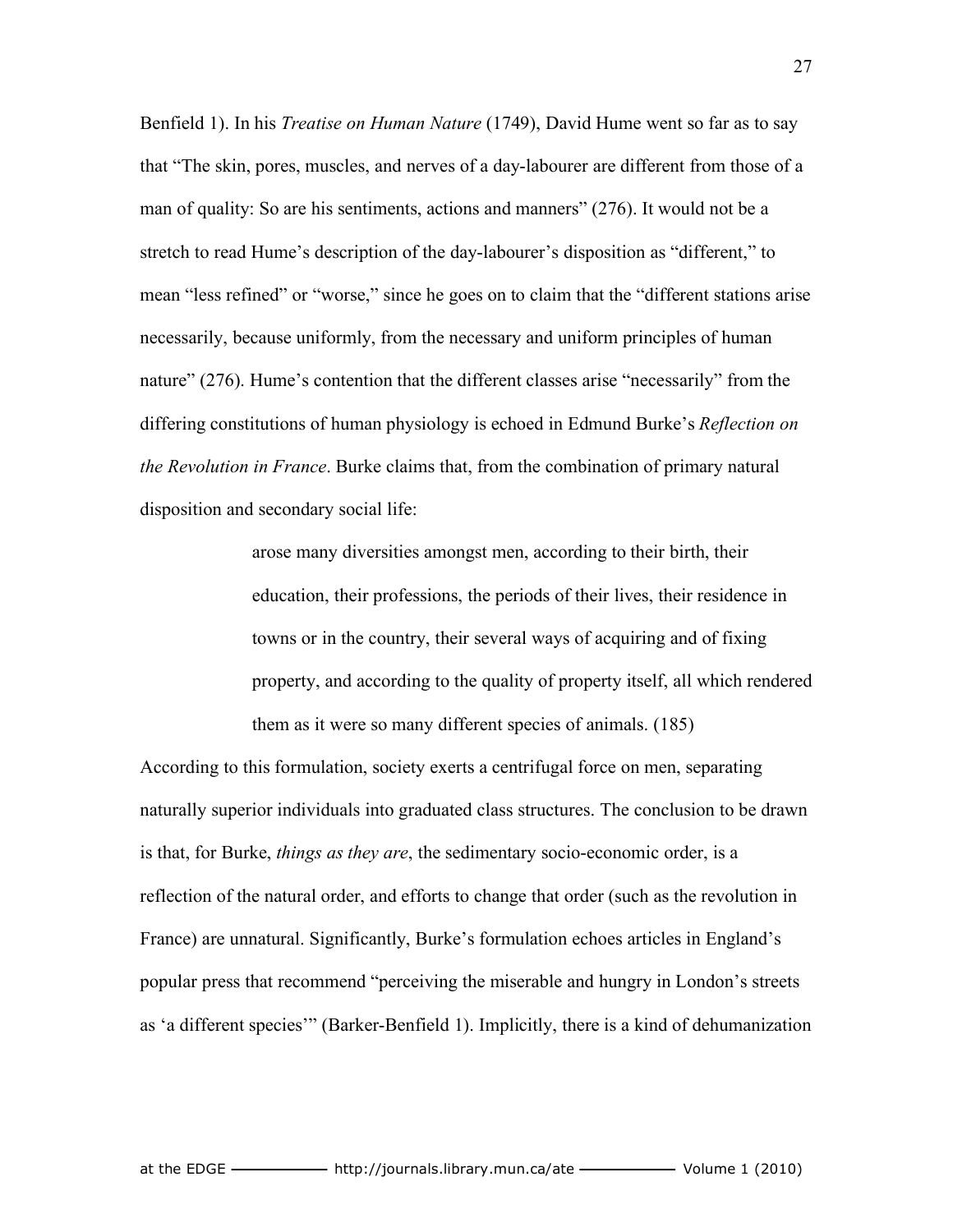Benfield 1). In his *Treatise on Human Nature* (1749), David Hume went so far as to say that "The skin, pores, muscles, and nerves of a day-labourer are different from those of a man of quality: So are his sentiments, actions and manners" (276). It would not be a stretch to read Hume's description of the day-labourer's disposition as "different," to mean "less refined" or "worse," since he goes on to claim that the "different stations arise necessarily, because uniformly, from the necessary and uniform principles of human nature" (276). Hume's contention that the different classes arise "necessarily" from the differing constitutions of human physiology is echoed in Edmund Burke's *Reflection on the Revolution in France*. Burke claims that, from the combination of primary natural disposition and secondary social life:

> arose many diversities amongst men, according to their birth, their education, their professions, the periods of their lives, their residence in towns or in the country, their several ways of acquiring and of fixing property, and according to the quality of property itself, all which rendered them as it were so many different species of animals. (185)

According to this formulation, society exerts a centrifugal force on men, separating naturally superior individuals into graduated class structures. The conclusion to be drawn is that, for Burke, *things as they are*, the sedimentary socio-economic order, is a reflection of the natural order, and efforts to change that order (such as the revolution in France) are unnatural. Significantly, Burke's formulation echoes articles in England's popular press that recommend "perceiving the miserable and hungry in London's streets as 'a different species'" (Barker-Benfield 1). Implicitly, there is a kind of dehumanization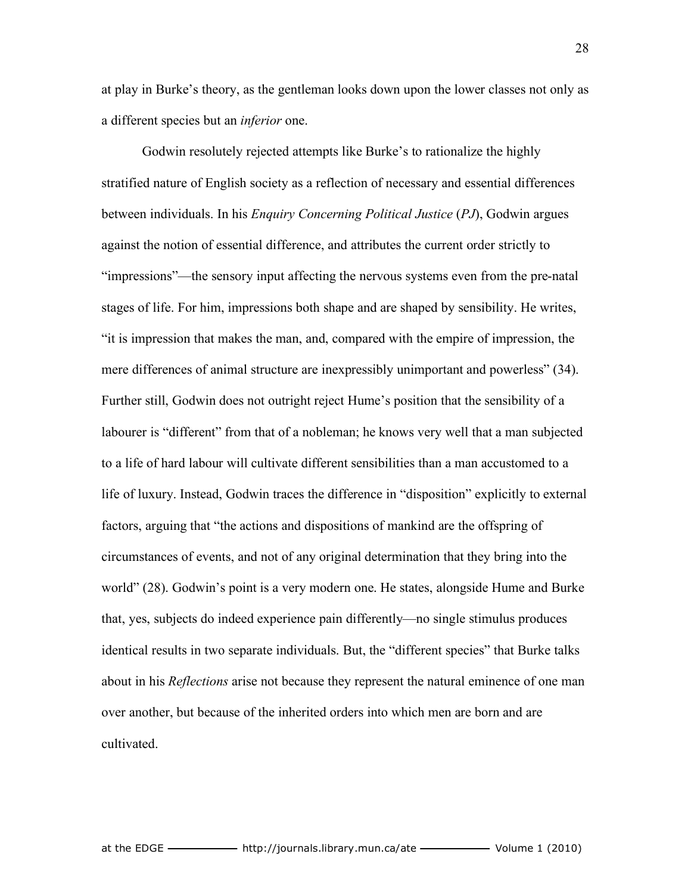at play in Burke's theory, as the gentleman looks down upon the lower classes not only as a different species but an *inferior* one.

Godwin resolutely rejected attempts like Burke's to rationalize the highly stratified nature of English society as a reflection of necessary and essential differences between individuals. In his *Enquiry Concerning Political Justice* (*PJ*), Godwin argues against the notion of essential difference, and attributes the current order strictly to "impressions"—the sensory input affecting the nervous systems even from the pre-natal stages of life. For him, impressions both shape and are shaped by sensibility. He writes, "it is impression that makes the man, and, compared with the empire of impression, the mere differences of animal structure are inexpressibly unimportant and powerless" (34). Further still, Godwin does not outright reject Hume's position that the sensibility of a labourer is "different" from that of a nobleman; he knows very well that a man subjected to a life of hard labour will cultivate different sensibilities than a man accustomed to a life of luxury. Instead, Godwin traces the difference in "disposition" explicitly to external factors, arguing that "the actions and dispositions of mankind are the offspring of circumstances of events, and not of any original determination that they bring into the world" (28). Godwin's point is a very modern one. He states, alongside Hume and Burke that, yes, subjects do indeed experience pain differently—no single stimulus produces identical results in two separate individuals. But, the "different species" that Burke talks about in his *Reflections* arise not because they represent the natural eminence of one man over another, but because of the inherited orders into which men are born and are cultivated.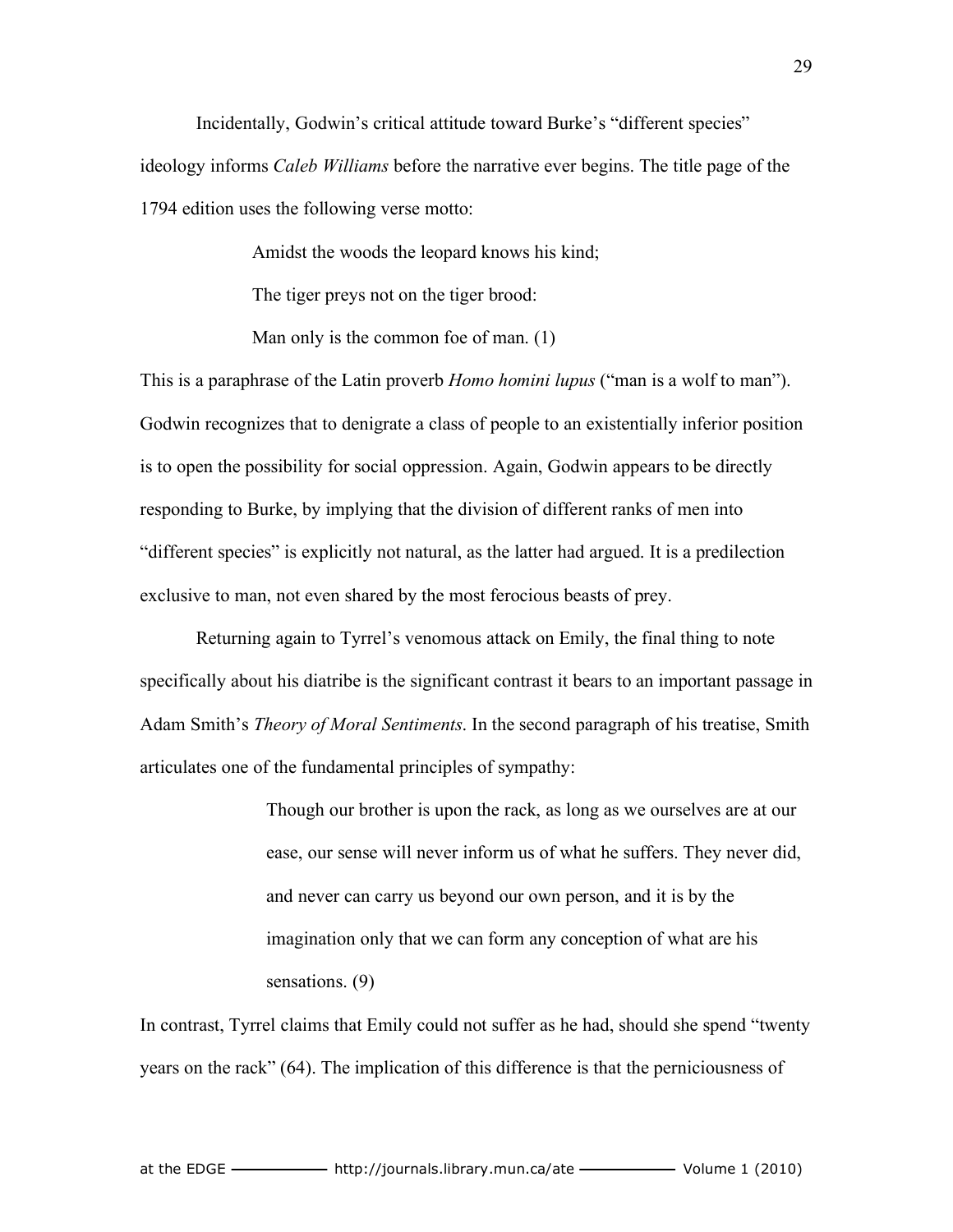Incidentally, Godwin's critical attitude toward Burke's "different species" ideology informs *Caleb Williams* before the narrative ever begins. The title page of the 1794 edition uses the following verse motto:

> Amidst the woods the leopard knows his kind;
>
> The tiger preys not on the tiger brood:
>
> Man only is the common foe of man. (1)

This is a paraphrase of the Latin proverb *Homo homini lupus* ("man is a wolf to man"). Godwin recognizes that to denigrate a class of people to an existentially inferior position is to open the possibility for social oppression. Again, Godwin appears to be directly responding to Burke, by implying that the division of different ranks of men into "different species" is explicitly not natural, as the latter had argued. It is a predilection exclusive to man, not even shared by the most ferocious beasts of prey.

Returning again to Tyrrel's venomous attack on Emily, the final thing to note specifically about his diatribe is the significant contrast it bears to an important passage in Adam Smith's *Theory of Moral Sentiments*. In the second paragraph of his treatise, Smith articulates one of the fundamental principles of sympathy:

> Though our brother is upon the rack, as long as we ourselves are at our ease, our sense will never inform us of what he suffers. They never did, and never can carry us beyond our own person, and it is by the imagination only that we can form any conception of what are his sensations. (9)

In contrast, Tyrrel claims that Emily could not suffer as he had, should she spend "twenty years on the rack" (64). The implication of this difference is that the perniciousness of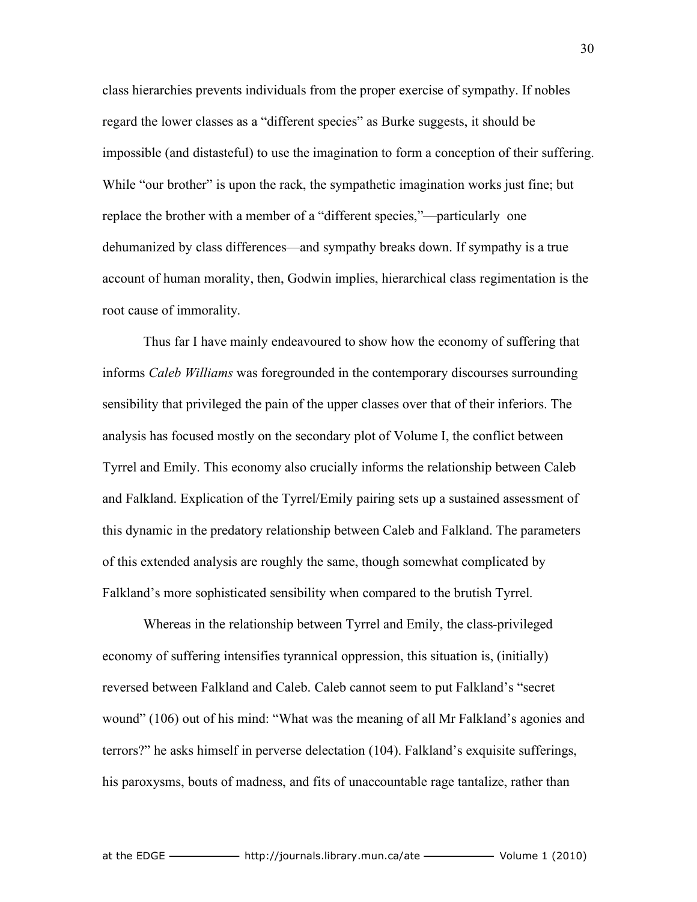class hierarchies prevents individuals from the proper exercise of sympathy. If nobles regard the lower classes as a "different species" as Burke suggests, it should be impossible (and distasteful) to use the imagination to form a conception of their suffering. While "our brother" is upon the rack, the sympathetic imagination works just fine; but replace the brother with a member of a "different species,"—particularly one dehumanized by class differences—and sympathy breaks down. If sympathy is a true account of human morality, then, Godwin implies, hierarchical class regimentation is the root cause of immorality.

Thus far I have mainly endeavoured to show how the economy of suffering that informs *Caleb Williams* was foregrounded in the contemporary discourses surrounding sensibility that privileged the pain of the upper classes over that of their inferiors. The analysis has focused mostly on the secondary plot of Volume I, the conflict between Tyrrel and Emily. This economy also crucially informs the relationship between Caleb and Falkland. Explication of the Tyrrel/Emily pairing sets up a sustained assessment of this dynamic in the predatory relationship between Caleb and Falkland. The parameters of this extended analysis are roughly the same, though somewhat complicated by Falkland's more sophisticated sensibility when compared to the brutish Tyrrel.

Whereas in the relationship between Tyrrel and Emily, the class-privileged economy of suffering intensifies tyrannical oppression, this situation is, (initially) reversed between Falkland and Caleb. Caleb cannot seem to put Falkland's "secret wound" (106) out of his mind: "What was the meaning of all Mr Falkland's agonies and terrors?" he asks himself in perverse delectation (104). Falkland's exquisite sufferings, his paroxysms, bouts of madness, and fits of unaccountable rage tantalize, rather than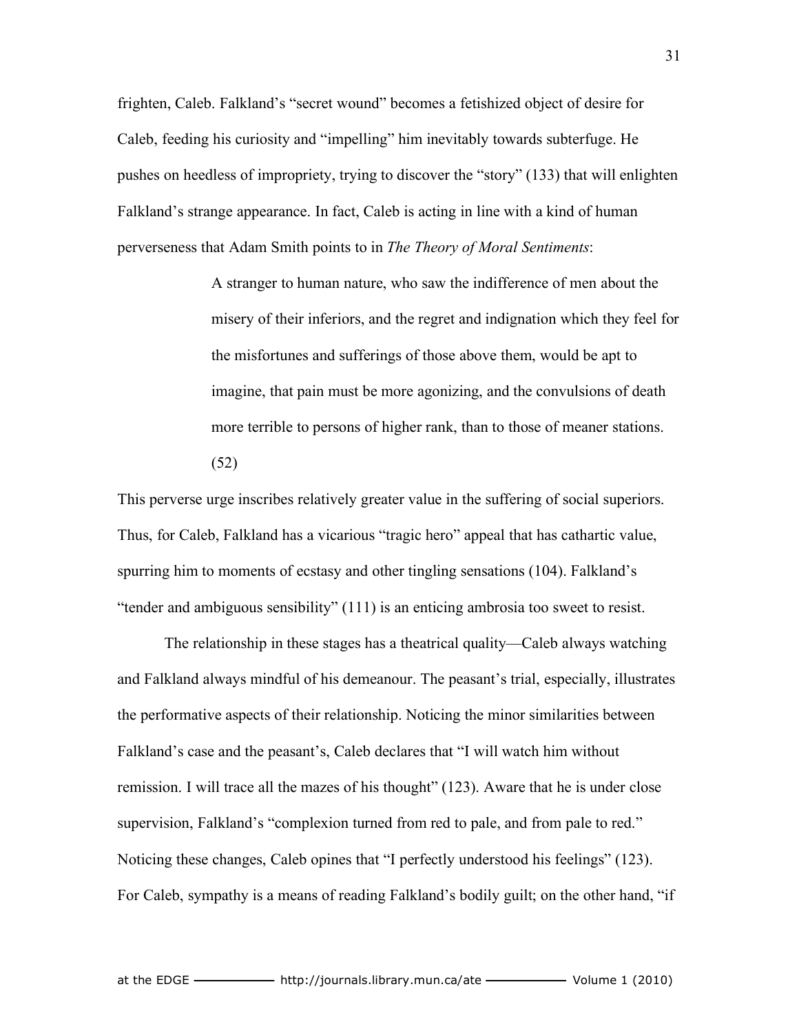frighten, Caleb. Falkland's "secret wound" becomes a fetishized object of desire for Caleb, feeding his curiosity and "impelling" him inevitably towards subterfuge. He pushes on heedless of impropriety, trying to discover the "story" (133) that will enlighten Falkland's strange appearance. In fact, Caleb is acting in line with a kind of human perverseness that Adam Smith points to in *The Theory of Moral Sentiments*:

> A stranger to human nature, who saw the indifference of men about the misery of their inferiors, and the regret and indignation which they feel for the misfortunes and sufferings of those above them, would be apt to imagine, that pain must be more agonizing, and the convulsions of death more terrible to persons of higher rank, than to those of meaner stations. (52)

This perverse urge inscribes relatively greater value in the suffering of social superiors. Thus, for Caleb, Falkland has a vicarious "tragic hero" appeal that has cathartic value, spurring him to moments of ecstasy and other tingling sensations (104). Falkland's "tender and ambiguous sensibility" (111) is an enticing ambrosia too sweet to resist.

The relationship in these stages has a theatrical quality—Caleb always watching and Falkland always mindful of his demeanour. The peasant's trial, especially, illustrates the performative aspects of their relationship. Noticing the minor similarities between Falkland's case and the peasant's, Caleb declares that "I will watch him without remission. I will trace all the mazes of his thought" (123). Aware that he is under close supervision, Falkland's "complexion turned from red to pale, and from pale to red." Noticing these changes, Caleb opines that "I perfectly understood his feelings" (123). For Caleb, sympathy is a means of reading Falkland's bodily guilt; on the other hand, "if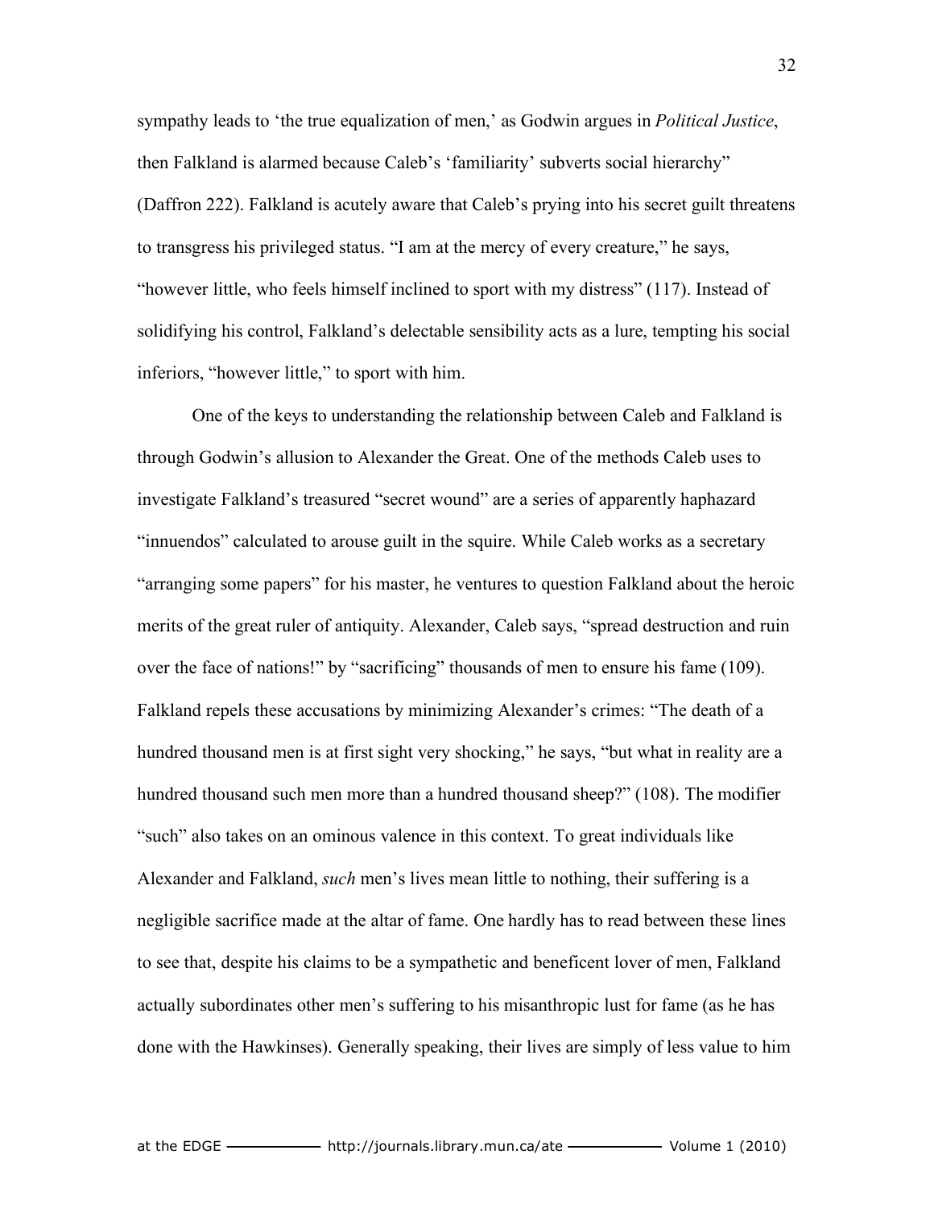sympathy leads to 'the true equalization of men,' as Godwin argues in *Political Justice*, then Falkland is alarmed because Caleb's 'familiarity' subverts social hierarchy" (Daffron 222). Falkland is acutely aware that Caleb's prying into his secret guilt threatens to transgress his privileged status. "I am at the mercy of every creature," he says, "however little, who feels himself inclined to sport with my distress" (117). Instead of solidifying his control, Falkland's delectable sensibility acts as a lure, tempting his social inferiors, "however little," to sport with him.

One of the keys to understanding the relationship between Caleb and Falkland is through Godwin's allusion to Alexander the Great. One of the methods Caleb uses to investigate Falkland's treasured "secret wound" are a series of apparently haphazard "innuendos" calculated to arouse guilt in the squire. While Caleb works as a secretary "arranging some papers" for his master, he ventures to question Falkland about the heroic merits of the great ruler of antiquity. Alexander, Caleb says, "spread destruction and ruin over the face of nations!" by "sacrificing" thousands of men to ensure his fame (109). Falkland repels these accusations by minimizing Alexander's crimes: "The death of a hundred thousand men is at first sight very shocking," he says, "but what in reality are a hundred thousand such men more than a hundred thousand sheep?" (108). The modifier "such" also takes on an ominous valence in this context. To great individuals like Alexander and Falkland, *such* men's lives mean little to nothing, their suffering is a negligible sacrifice made at the altar of fame. One hardly has to read between these lines to see that, despite his claims to be a sympathetic and beneficent lover of men, Falkland actually subordinates other men's suffering to his misanthropic lust for fame (as he has done with the Hawkinses). Generally speaking, their lives are simply of less value to him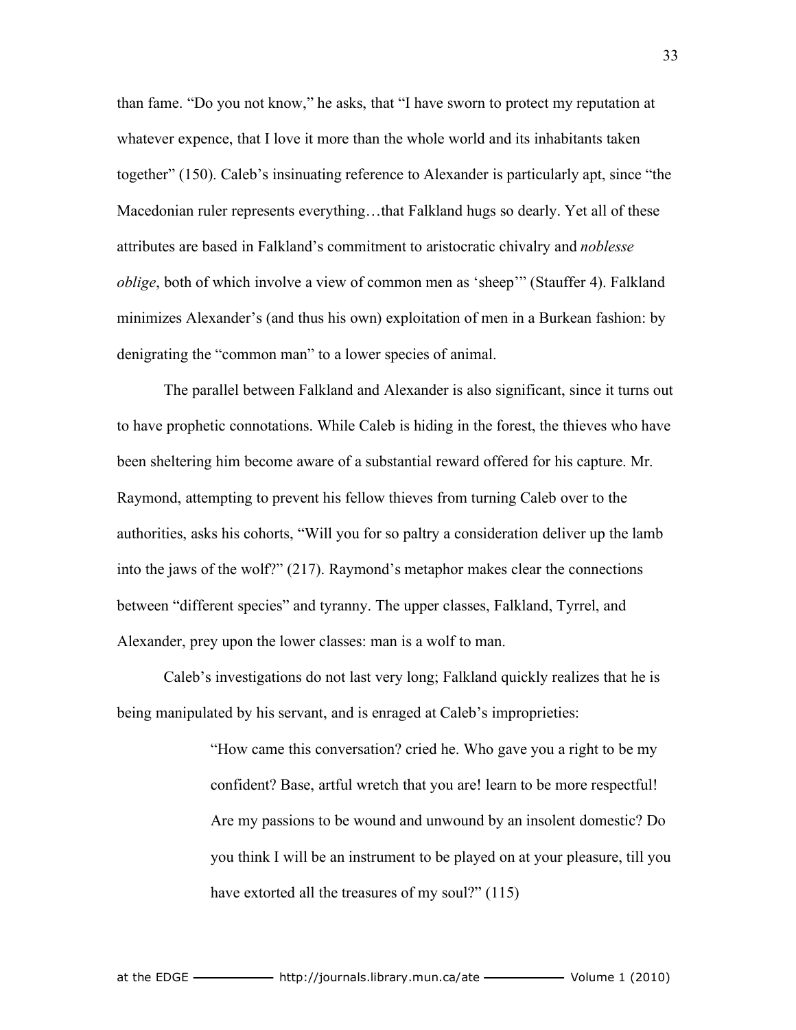than fame. "Do you not know," he asks, that "I have sworn to protect my reputation at whatever expence, that I love it more than the whole world and its inhabitants taken together" (150). Caleb's insinuating reference to Alexander is particularly apt, since "the Macedonian ruler represents everything…that Falkland hugs so dearly. Yet all of these attributes are based in Falkland's commitment to aristocratic chivalry and *noblesse oblige*, both of which involve a view of common men as 'sheep'" (Stauffer 4). Falkland minimizes Alexander's (and thus his own) exploitation of men in a Burkean fashion: by denigrating the "common man" to a lower species of animal.

The parallel between Falkland and Alexander is also significant, since it turns out to have prophetic connotations. While Caleb is hiding in the forest, the thieves who have been sheltering him become aware of a substantial reward offered for his capture. Mr. Raymond, attempting to prevent his fellow thieves from turning Caleb over to the authorities, asks his cohorts, "Will you for so paltry a consideration deliver up the lamb into the jaws of the wolf?" (217). Raymond's metaphor makes clear the connections between "different species" and tyranny. The upper classes, Falkland, Tyrrel, and Alexander, prey upon the lower classes: man is a wolf to man.

Caleb's investigations do not last very long; Falkland quickly realizes that he is being manipulated by his servant, and is enraged at Caleb's improprieties:

> "How came this conversation? cried he. Who gave you a right to be my confident? Base, artful wretch that you are! learn to be more respectful! Are my passions to be wound and unwound by an insolent domestic? Do you think I will be an instrument to be played on at your pleasure, till you have extorted all the treasures of my soul?" (115)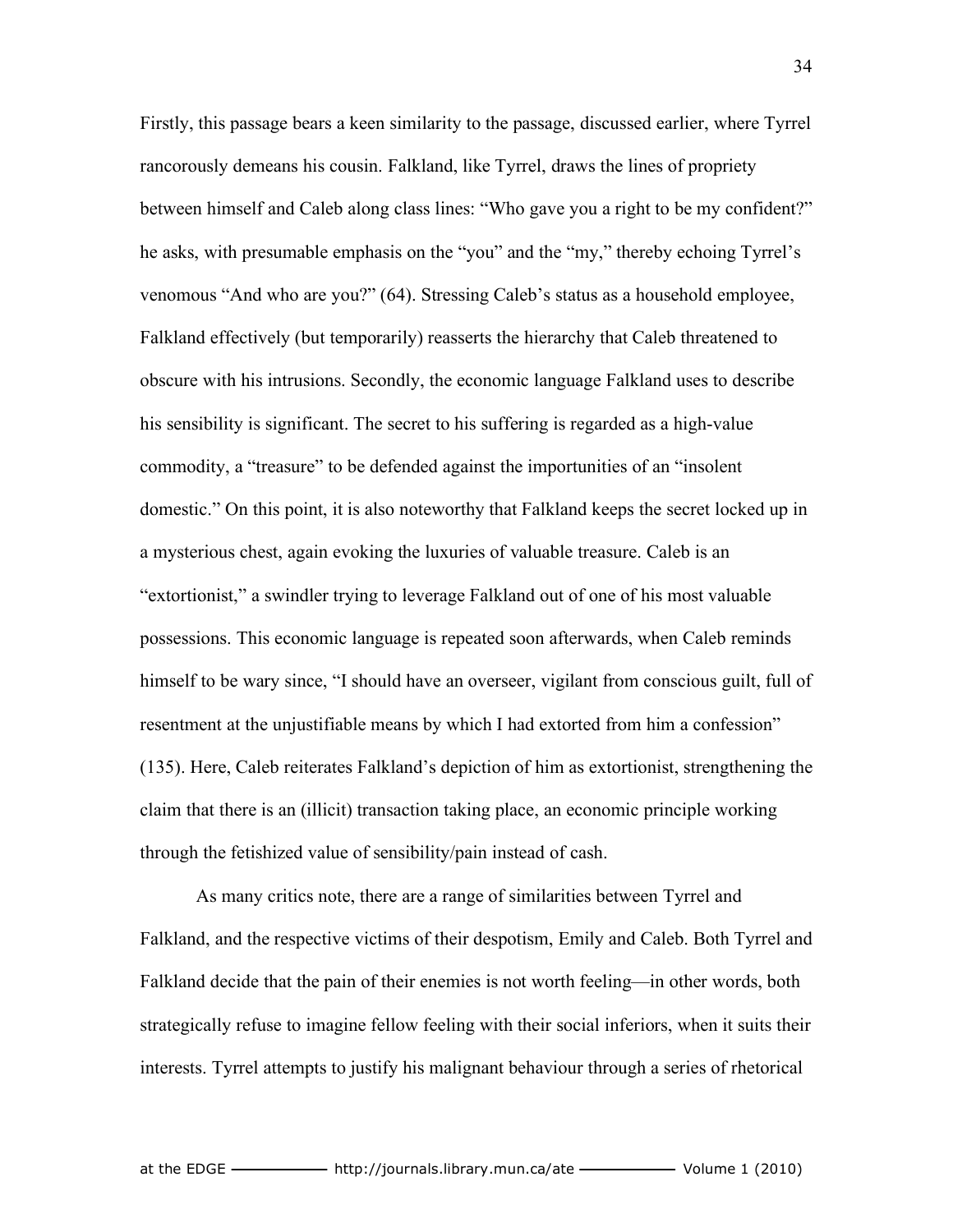Firstly, this passage bears a keen similarity to the passage, discussed earlier, where Tyrrel rancorously demeans his cousin. Falkland, like Tyrrel, draws the lines of propriety between himself and Caleb along class lines: "Who gave you a right to be my confident?" he asks, with presumable emphasis on the "you" and the "my," thereby echoing Tyrrel's venomous "And who are you?" (64). Stressing Caleb's status as a household employee, Falkland effectively (but temporarily) reasserts the hierarchy that Caleb threatened to obscure with his intrusions. Secondly, the economic language Falkland uses to describe his sensibility is significant. The secret to his suffering is regarded as a high-value commodity, a "treasure" to be defended against the importunities of an "insolent domestic." On this point, it is also noteworthy that Falkland keeps the secret locked up in a mysterious chest, again evoking the luxuries of valuable treasure. Caleb is an "extortionist," a swindler trying to leverage Falkland out of one of his most valuable possessions. This economic language is repeated soon afterwards, when Caleb reminds himself to be wary since, "I should have an overseer, vigilant from conscious guilt, full of resentment at the unjustifiable means by which I had extorted from him a confession" (135). Here, Caleb reiterates Falkland's depiction of him as extortionist, strengthening the claim that there is an (illicit) transaction taking place, an economic principle working through the fetishized value of sensibility/pain instead of cash.

As many critics note, there are a range of similarities between Tyrrel and Falkland, and the respective victims of their despotism, Emily and Caleb. Both Tyrrel and Falkland decide that the pain of their enemies is not worth feeling—in other words, both strategically refuse to imagine fellow feeling with their social inferiors, when it suits their interests. Tyrrel attempts to justify his malignant behaviour through a series of rhetorical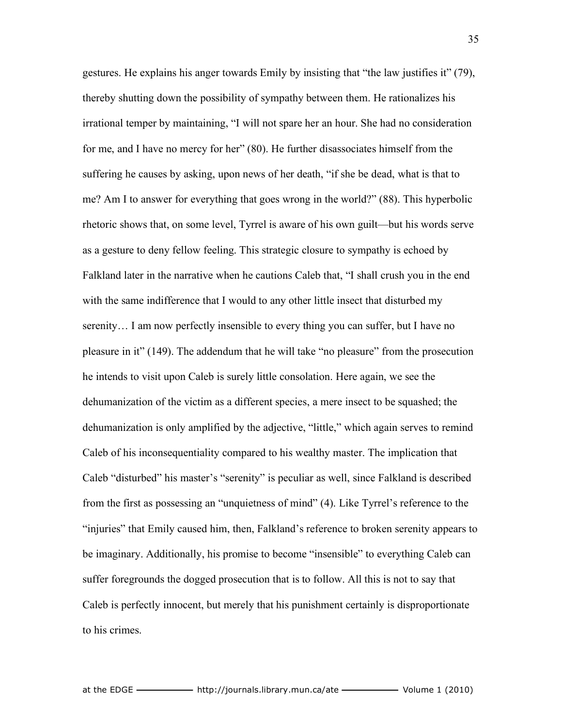gestures. He explains his anger towards Emily by insisting that "the law justifies it" (79), thereby shutting down the possibility of sympathy between them. He rationalizes his irrational temper by maintaining, "I will not spare her an hour. She had no consideration for me, and I have no mercy for her" (80). He further disassociates himself from the suffering he causes by asking, upon news of her death, "if she be dead, what is that to me? Am I to answer for everything that goes wrong in the world?" (88). This hyperbolic rhetoric shows that, on some level, Tyrrel is aware of his own guilt—but his words serve as a gesture to deny fellow feeling. This strategic closure to sympathy is echoed by Falkland later in the narrative when he cautions Caleb that, "I shall crush you in the end with the same indifference that I would to any other little insect that disturbed my serenity… I am now perfectly insensible to every thing you can suffer, but I have no pleasure in it" (149). The addendum that he will take "no pleasure" from the prosecution he intends to visit upon Caleb is surely little consolation. Here again, we see the dehumanization of the victim as a different species, a mere insect to be squashed; the dehumanization is only amplified by the adjective, "little," which again serves to remind Caleb of his inconsequentiality compared to his wealthy master. The implication that Caleb "disturbed" his master's "serenity" is peculiar as well, since Falkland is described from the first as possessing an "unquietness of mind" (4). Like Tyrrel's reference to the "injuries" that Emily caused him, then, Falkland's reference to broken serenity appears to be imaginary. Additionally, his promise to become "insensible" to everything Caleb can suffer foregrounds the dogged prosecution that is to follow. All this is not to say that Caleb is perfectly innocent, but merely that his punishment certainly is disproportionate to his crimes.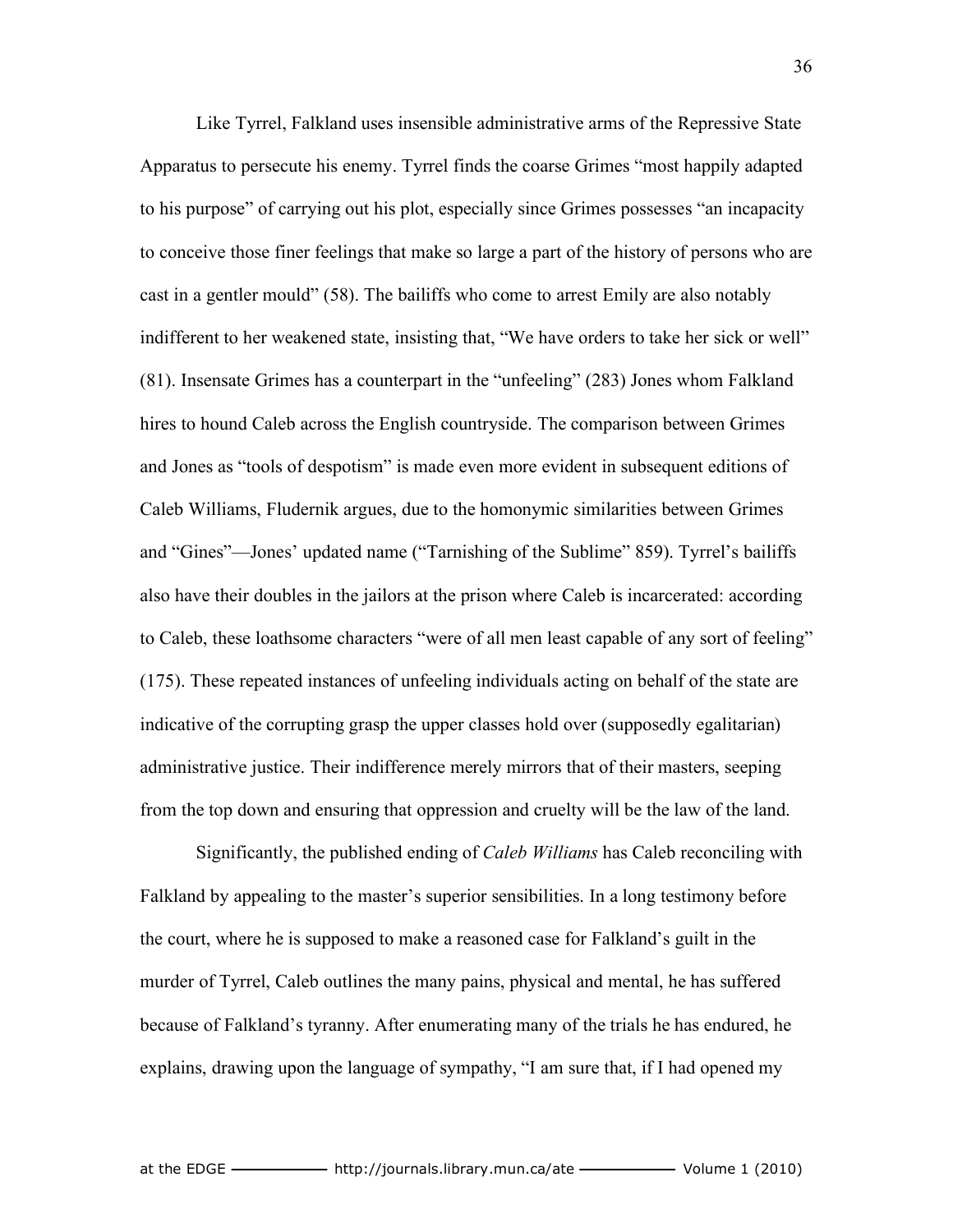Like Tyrrel, Falkland uses insensible administrative arms of the Repressive State Apparatus to persecute his enemy. Tyrrel finds the coarse Grimes "most happily adapted to his purpose" of carrying out his plot, especially since Grimes possesses "an incapacity to conceive those finer feelings that make so large a part of the history of persons who are cast in a gentler mould" (58). The bailiffs who come to arrest Emily are also notably indifferent to her weakened state, insisting that, "We have orders to take her sick or well" (81). Insensate Grimes has a counterpart in the "unfeeling" (283) Jones whom Falkland hires to hound Caleb across the English countryside. The comparison between Grimes and Jones as "tools of despotism" is made even more evident in subsequent editions of Caleb Williams, Fludernik argues, due to the homonymic similarities between Grimes and "Gines"—Jones' updated name ("Tarnishing of the Sublime" 859). Tyrrel's bailiffs also have their doubles in the jailors at the prison where Caleb is incarcerated: according to Caleb, these loathsome characters "were of all men least capable of any sort of feeling" (175). These repeated instances of unfeeling individuals acting on behalf of the state are indicative of the corrupting grasp the upper classes hold over (supposedly egalitarian) administrative justice. Their indifference merely mirrors that of their masters, seeping from the top down and ensuring that oppression and cruelty will be the law of the land.

Significantly, the published ending of *Caleb Williams* has Caleb reconciling with Falkland by appealing to the master's superior sensibilities. In a long testimony before the court, where he is supposed to make a reasoned case for Falkland's guilt in the murder of Tyrrel, Caleb outlines the many pains, physical and mental, he has suffered because of Falkland's tyranny. After enumerating many of the trials he has endured, he explains, drawing upon the language of sympathy, "I am sure that, if I had opened my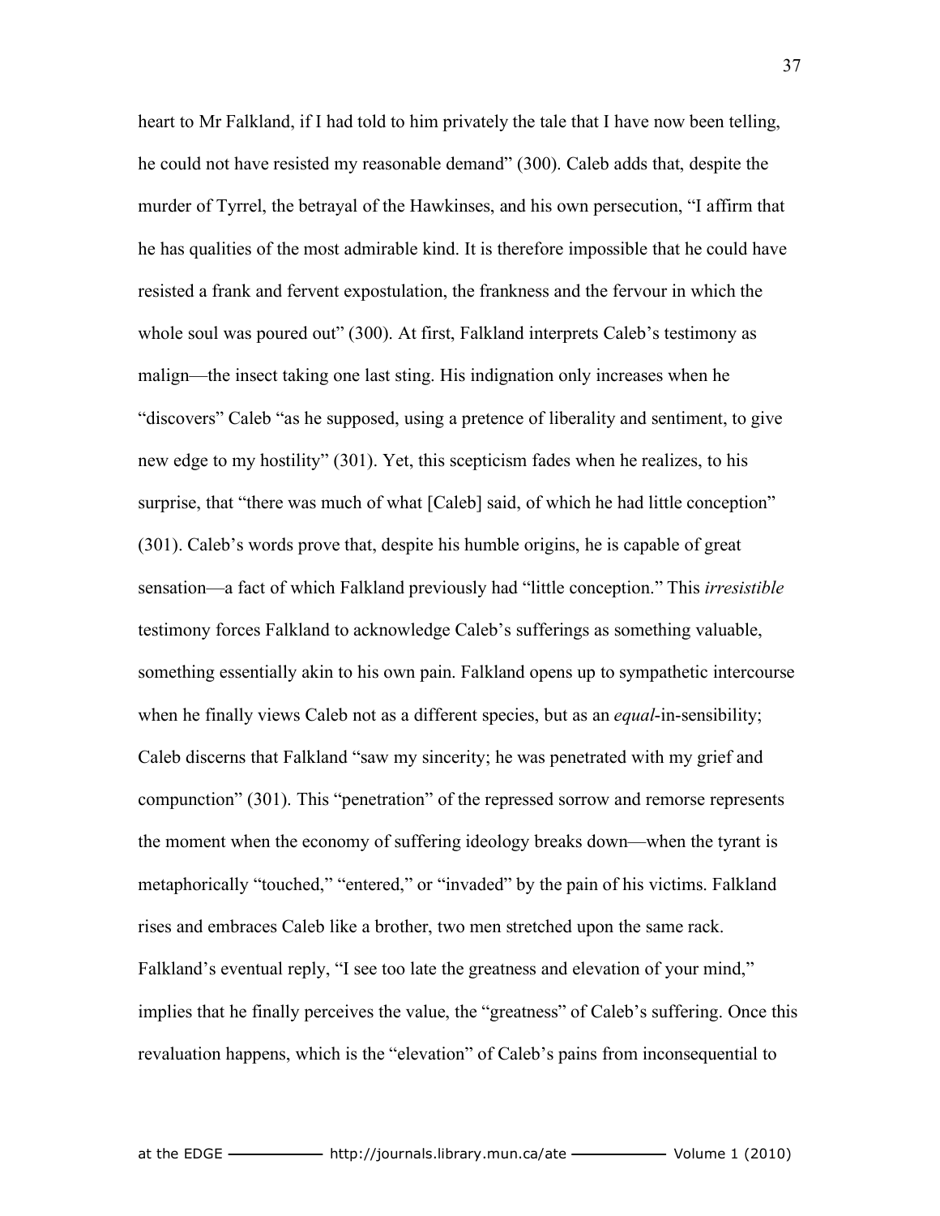heart to Mr Falkland, if I had told to him privately the tale that I have now been telling, he could not have resisted my reasonable demand" (300). Caleb adds that, despite the murder of Tyrrel, the betrayal of the Hawkinses, and his own persecution, "I affirm that he has qualities of the most admirable kind. It is therefore impossible that he could have resisted a frank and fervent expostulation, the frankness and the fervour in which the whole soul was poured out" (300). At first, Falkland interprets Caleb's testimony as malign—the insect taking one last sting. His indignation only increases when he "discovers" Caleb "as he supposed, using a pretence of liberality and sentiment, to give new edge to my hostility" (301). Yet, this scepticism fades when he realizes, to his surprise, that "there was much of what [Caleb] said, of which he had little conception" (301). Caleb's words prove that, despite his humble origins, he is capable of great sensation—a fact of which Falkland previously had "little conception." This *irresistible* testimony forces Falkland to acknowledge Caleb's sufferings as something valuable, something essentially akin to his own pain. Falkland opens up to sympathetic intercourse when he finally views Caleb not as a different species, but as an *equal*-in-sensibility; Caleb discerns that Falkland "saw my sincerity; he was penetrated with my grief and compunction" (301). This "penetration" of the repressed sorrow and remorse represents the moment when the economy of suffering ideology breaks down—when the tyrant is metaphorically "touched," "entered," or "invaded" by the pain of his victims. Falkland rises and embraces Caleb like a brother, two men stretched upon the same rack. Falkland's eventual reply, "I see too late the greatness and elevation of your mind," implies that he finally perceives the value, the "greatness" of Caleb's suffering. Once this revaluation happens, which is the "elevation" of Caleb's pains from inconsequential to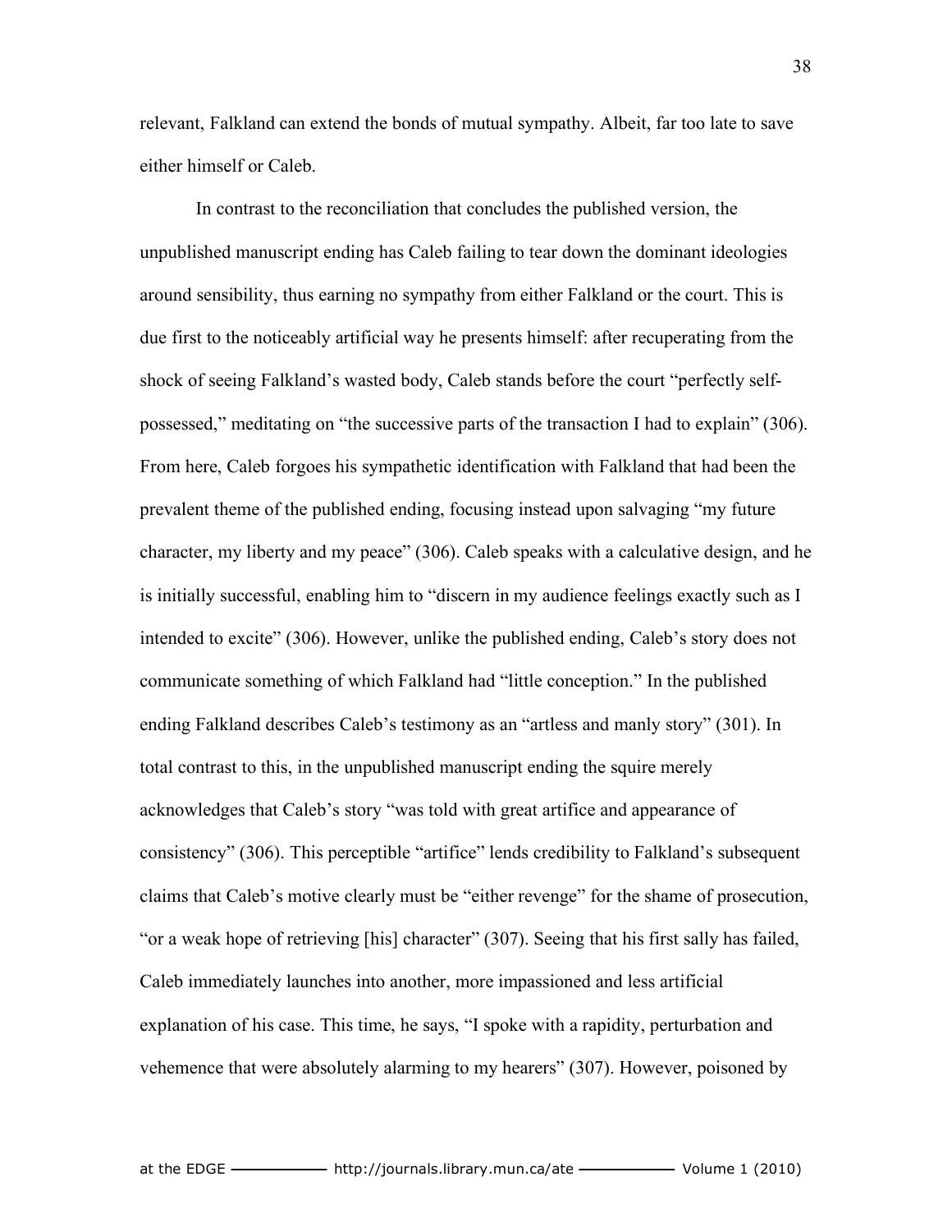relevant, Falkland can extend the bonds of mutual sympathy. Albeit, far too late to save either himself or Caleb.

In contrast to the reconciliation that concludes the published version, the unpublished manuscript ending has Caleb failing to tear down the dominant ideologies around sensibility, thus earning no sympathy from either Falkland or the court. This is due first to the noticeably artificial way he presents himself: after recuperating from the shock of seeing Falkland's wasted body, Caleb stands before the court "perfectly self-possessed," meditating on "the successive parts of the transaction I had to explain" (306). From here, Caleb forgoes his sympathetic identification with Falkland that had been the prevalent theme of the published ending, focusing instead upon salvaging "my future character, my liberty and my peace" (306). Caleb speaks with a calculative design, and he is initially successful, enabling him to "discern in my audience feelings exactly such as I intended to excite" (306). However, unlike the published ending, Caleb's story does not communicate something of which Falkland had "little conception." In the published ending Falkland describes Caleb's testimony as an "artless and manly story" (301). In total contrast to this, in the unpublished manuscript ending the squire merely acknowledges that Caleb's story "was told with great artifice and appearance of consistency" (306). This perceptible "artifice" lends credibility to Falkland's subsequent claims that Caleb's motive clearly must be "either revenge" for the shame of prosecution, "or a weak hope of retrieving [his] character" (307). Seeing that his first sally has failed, Caleb immediately launches into another, more impassioned and less artificial explanation of his case. This time, he says, "I spoke with a rapidity, perturbation and vehemence that were absolutely alarming to my hearers" (307). However, poisoned by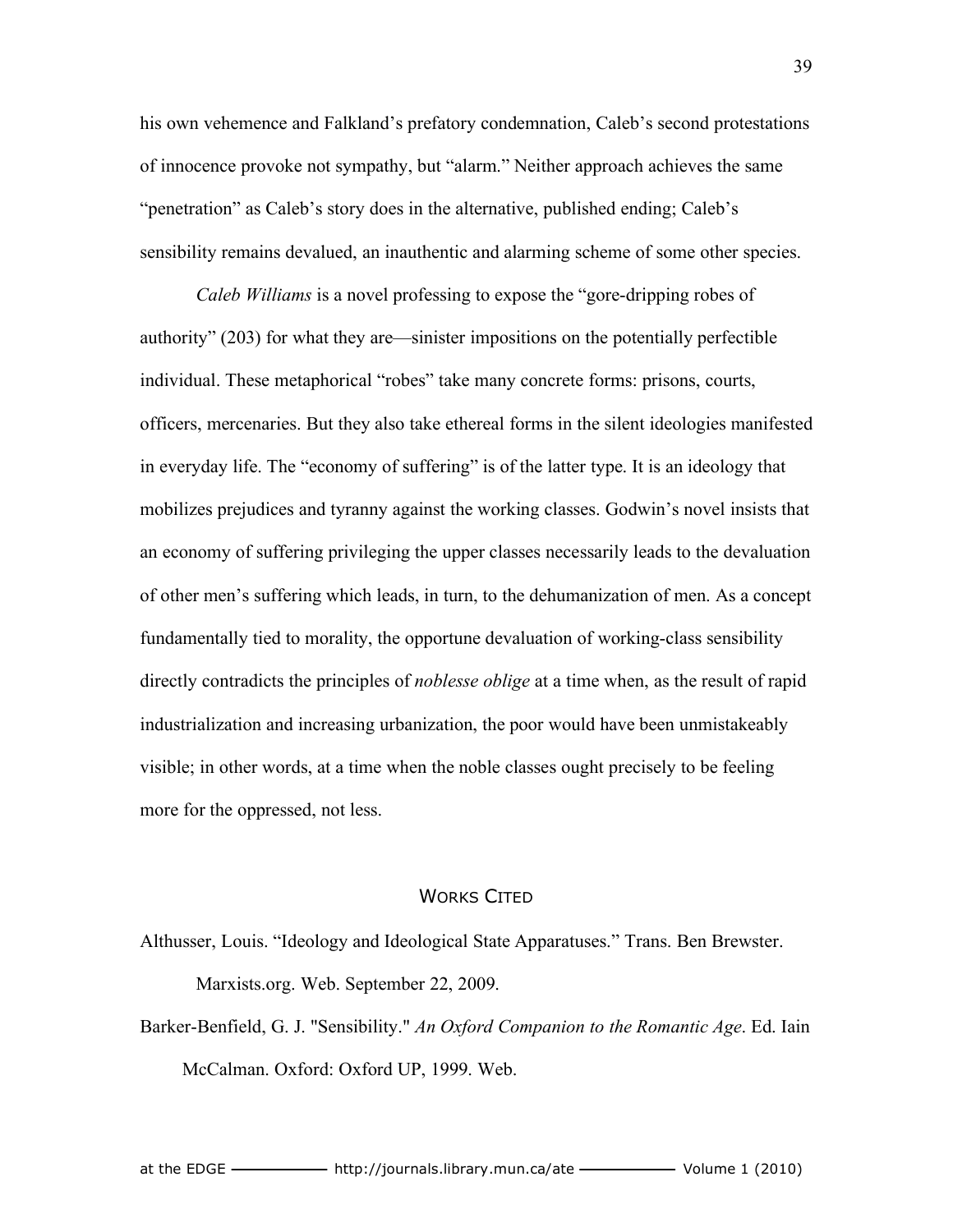his own vehemence and Falkland's prefatory condemnation, Caleb's second protestations of innocence provoke not sympathy, but "alarm." Neither approach achieves the same "penetration" as Caleb's story does in the alternative, published ending; Caleb's sensibility remains devalued, an inauthentic and alarming scheme of some other species.

*Caleb Williams* is a novel professing to expose the "gore-dripping robes of authority" (203) for what they are—sinister impositions on the potentially perfectible individual. These metaphorical "robes" take many concrete forms: prisons, courts, officers, mercenaries. But they also take ethereal forms in the silent ideologies manifested in everyday life. The "economy of suffering" is of the latter type. It is an ideology that mobilizes prejudices and tyranny against the working classes. Godwin's novel insists that an economy of suffering privileging the upper classes necessarily leads to the devaluation of other men's suffering which leads, in turn, to the dehumanization of men. As a concept fundamentally tied to morality, the opportune devaluation of working-class sensibility directly contradicts the principles of *noblesse oblige* at a time when, as the result of rapid industrialization and increasing urbanization, the poor would have been unmistakeably visible; in other words, at a time when the noble classes ought precisely to be feeling more for the oppressed, not less.

## WORKS CITED

Althusser, Louis. "Ideology and Ideological State Apparatuses." Trans. Ben Brewster. Marxists.org. Web. September 22, 2009.

Barker-Benfield, G. J. "Sensibility." *An Oxford Companion to the Romantic Age*. Ed. Iain McCalman. Oxford: Oxford UP, 1999. Web.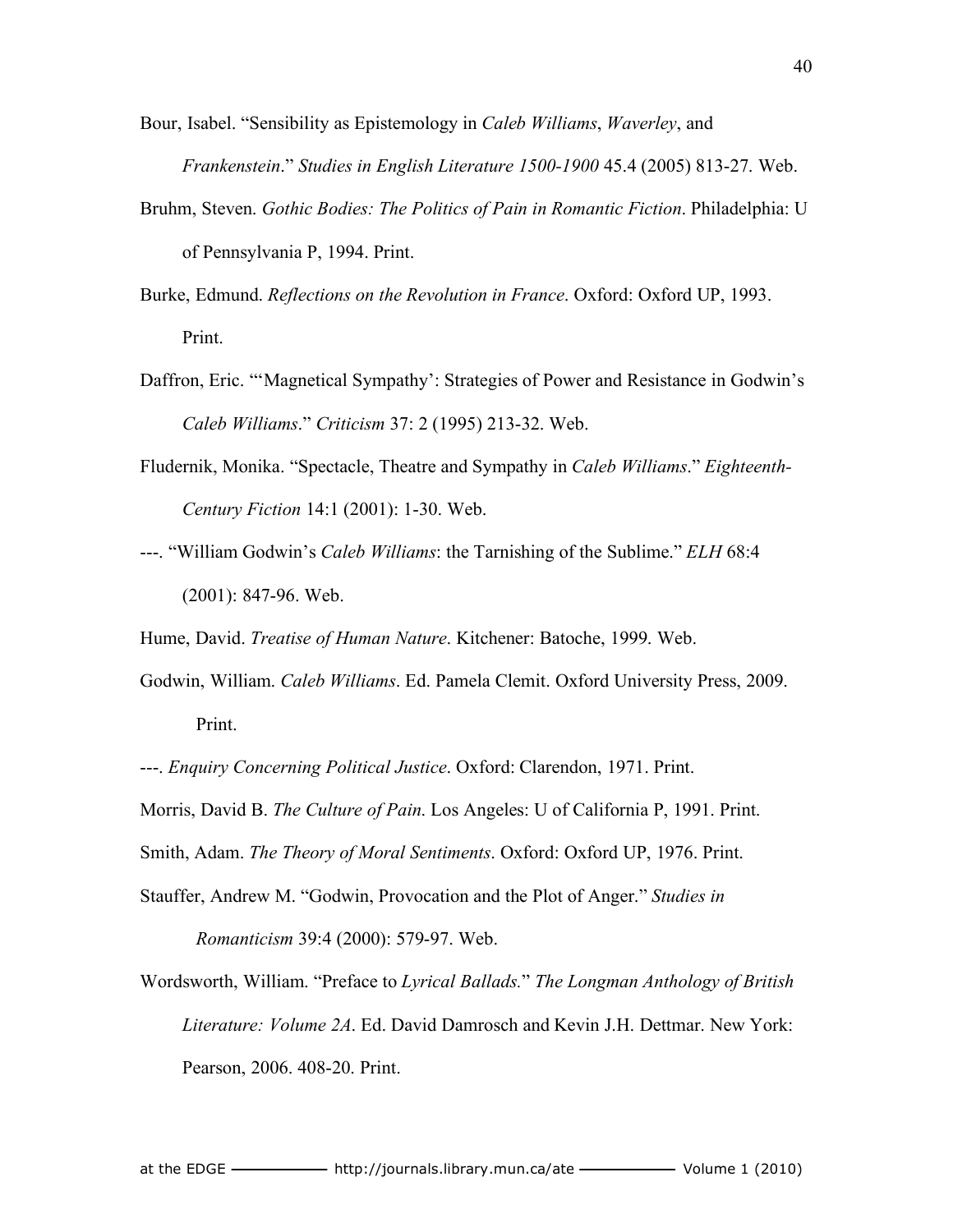Bour, Isabel. "Sensibility as Epistemology in *Caleb Williams*, *Waverley*, and *Frankenstein*." *Studies in English Literature 1500-1900* 45.4 (2005) 813-27. Web.

Bruhm, Steven. *Gothic Bodies: The Politics of Pain in Romantic Fiction*. Philadelphia: U of Pennsylvania P, 1994. Print.

Burke, Edmund. *Reflections on the Revolution in France*. Oxford: Oxford UP, 1993. Print.

Daffron, Eric. "'Magnetical Sympathy': Strategies of Power and Resistance in Godwin's *Caleb Williams*." *Criticism* 37: 2 (1995) 213-32. Web.

Fludernik, Monika. "Spectacle, Theatre and Sympathy in *Caleb Williams*." *Eighteenth-Century Fiction* 14:1 (2001): 1-30. Web.

---. "William Godwin's *Caleb Williams*: the Tarnishing of the Sublime." *ELH* 68:4 (2001): 847-96. Web.

Hume, David. *Treatise of Human Nature*. Kitchener: Batoche, 1999. Web.

Godwin, William. *Caleb Williams*. Ed. Pamela Clemit. Oxford University Press, 2009. Print.

---. *Enquiry Concerning Political Justice*. Oxford: Clarendon, 1971. Print.

Morris, David B. *The Culture of Pain*. Los Angeles: U of California P, 1991. Print.

Smith, Adam. *The Theory of Moral Sentiments*. Oxford: Oxford UP, 1976. Print.

Stauffer, Andrew M. "Godwin, Provocation and the Plot of Anger." *Studies in Romanticism* 39:4 (2000): 579-97. Web.

Wordsworth, William. "Preface to *Lyrical Ballads*." *The Longman Anthology of British Literature: Volume 2A*. Ed. David Damrosch and Kevin J.H. Dettmar. New York: Pearson, 2006. 408-20. Print.